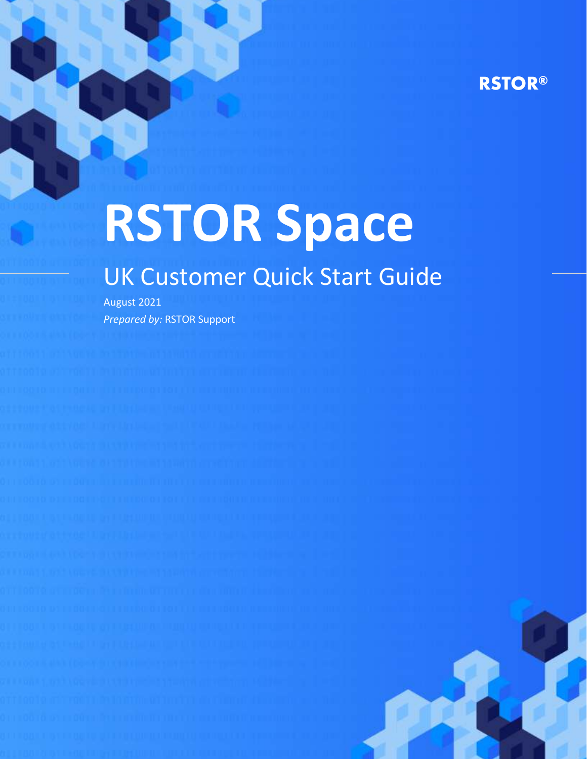RSTOR®

# RSTOR Space

## UK Customer Quick Start Guide

August 2021

*Prepared by:* RSTOR Support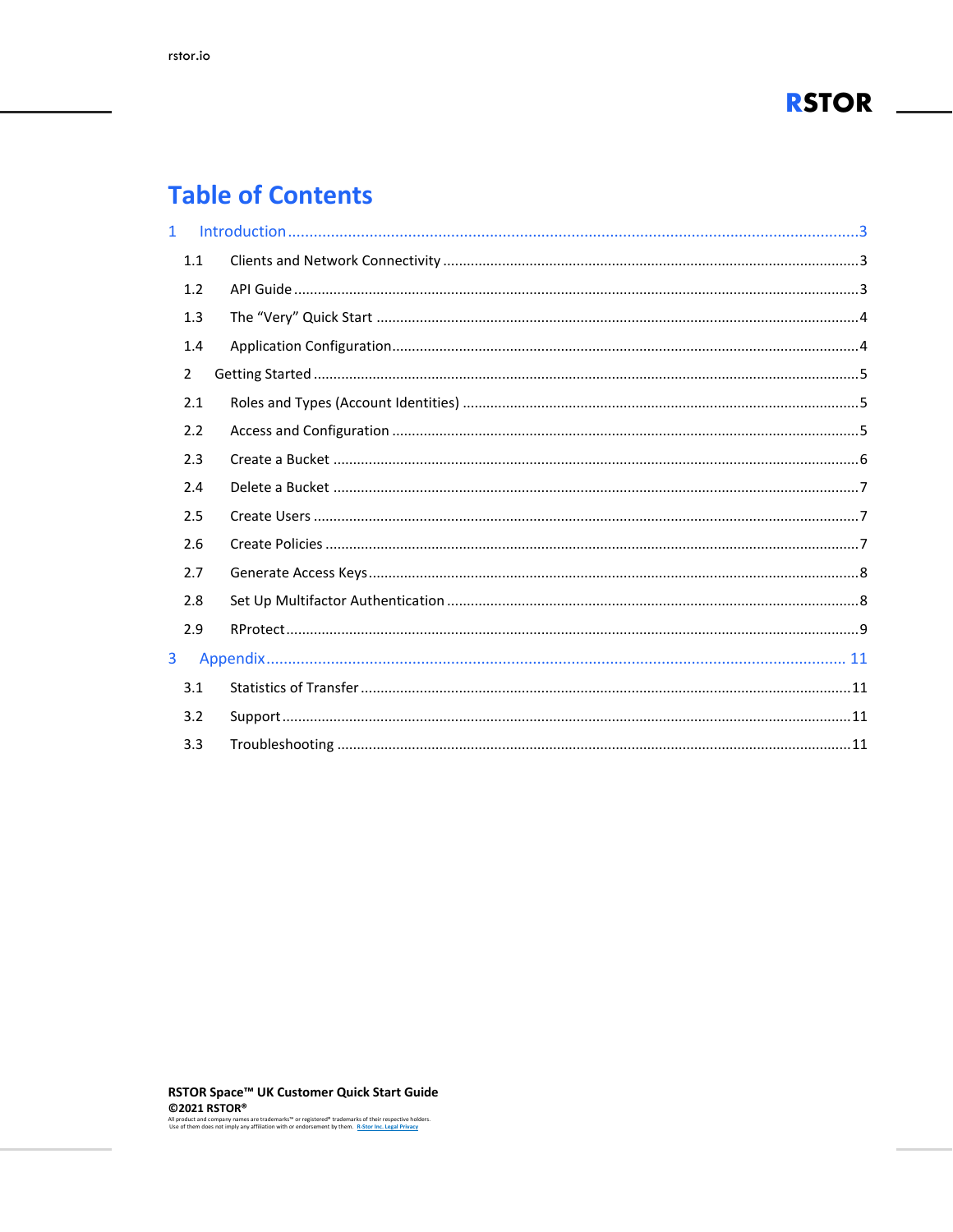# Table of Contents

1 Introduction ....................................................................................................................................3

1.1 Clients and Network Connectivity .........................................................................................3

1.2 API Guide ..............................................................................................................................3

1.3 The "Very" Quick Start ..........................................................................................................4

1.4 Application Configuration......................................................................................................4

2 Getting Started .........................................................................................................................5

2.1 Roles and Types (Account Identities) ....................................................................................5

2.2 Access and Configuration ......................................................................................................5

2.3 Create a Bucket .....................................................................................................................6

2.4 Delete a Bucket .....................................................................................................................7

2.5 Create Users .........................................................................................................................7

2.6 Create Policies .......................................................................................................................7

2.7 Generate Access Keys............................................................................................................8

2.8 Set Up Multifactor Authentication ........................................................................................8

2.9 RProtect.................................................................................................................................9

3 Appendix...................................................................................................................................... 11

3.1 Statistics of Transfer ............................................................................................................11

3.2 Support................................................................................................................................11

3.3 Troubleshooting ..................................................................................................................11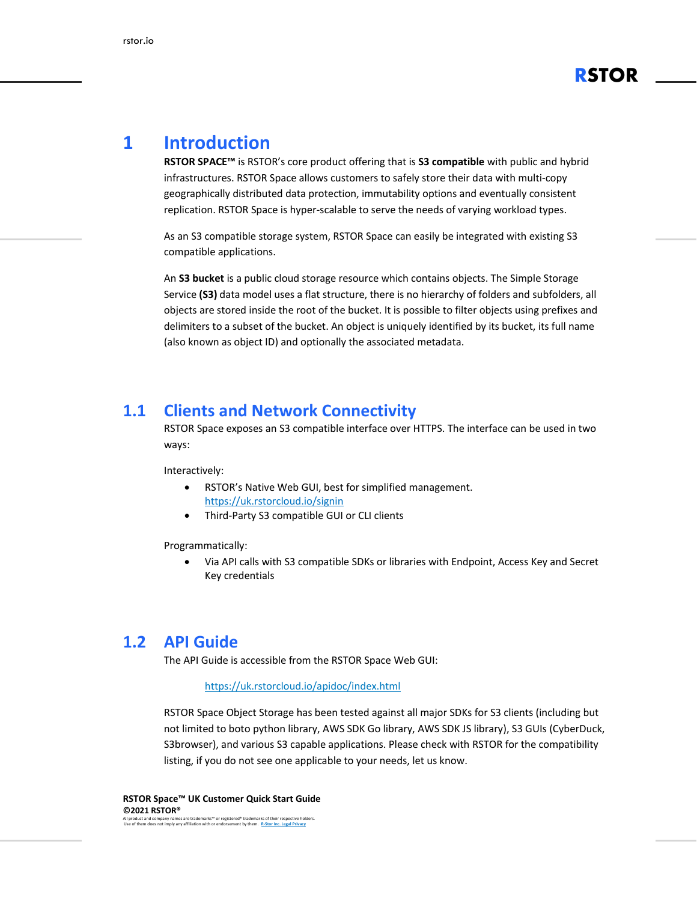# 1 Introduction

**RSTOR SPACE™** is RSTOR's core product offering that is **S3 compatible** with public and hybrid infrastructures. RSTOR Space allows customers to safely store their data with multi-copy geographically distributed data protection, immutability options and eventually consistent replication. RSTOR Space is hyper-scalable to serve the needs of varying workload types.

As an S3 compatible storage system, RSTOR Space can easily be integrated with existing S3 compatible applications.

An **S3 bucket** is a public cloud storage resource which contains objects. The Simple Storage Service **(S3)** data model uses a flat structure, there is no hierarchy of folders and subfolders, all objects are stored inside the root of the bucket. It is possible to filter objects using prefixes and delimiters to a subset of the bucket. An object is uniquely identified by its bucket, its full name (also known as object ID) and optionally the associated metadata.

## 1.1 Clients and Network Connectivity

RSTOR Space exposes an S3 compatible interface over HTTPS. The interface can be used in two ways:

Interactively:

- RSTOR's Native Web GUI, best for simplified management. https://uk.rstorcloud.io/signin
- Third-Party S3 compatible GUI or CLI clients

Programmatically:

- Via API calls with S3 compatible SDKs or libraries with Endpoint, Access Key and Secret Key credentials

## 1.2 API Guide

The API Guide is accessible from the RSTOR Space Web GUI:

https://uk.rstorcloud.io/apidoc/index.html

RSTOR Space Object Storage has been tested against all major SDKs for S3 clients (including but not limited to boto python library, AWS SDK Go library, AWS SDK JS library), S3 GUIs (CyberDuck, S3browser), and various S3 capable applications. Please check with RSTOR for the compatibility listing, if you do not see one applicable to your needs, let us know.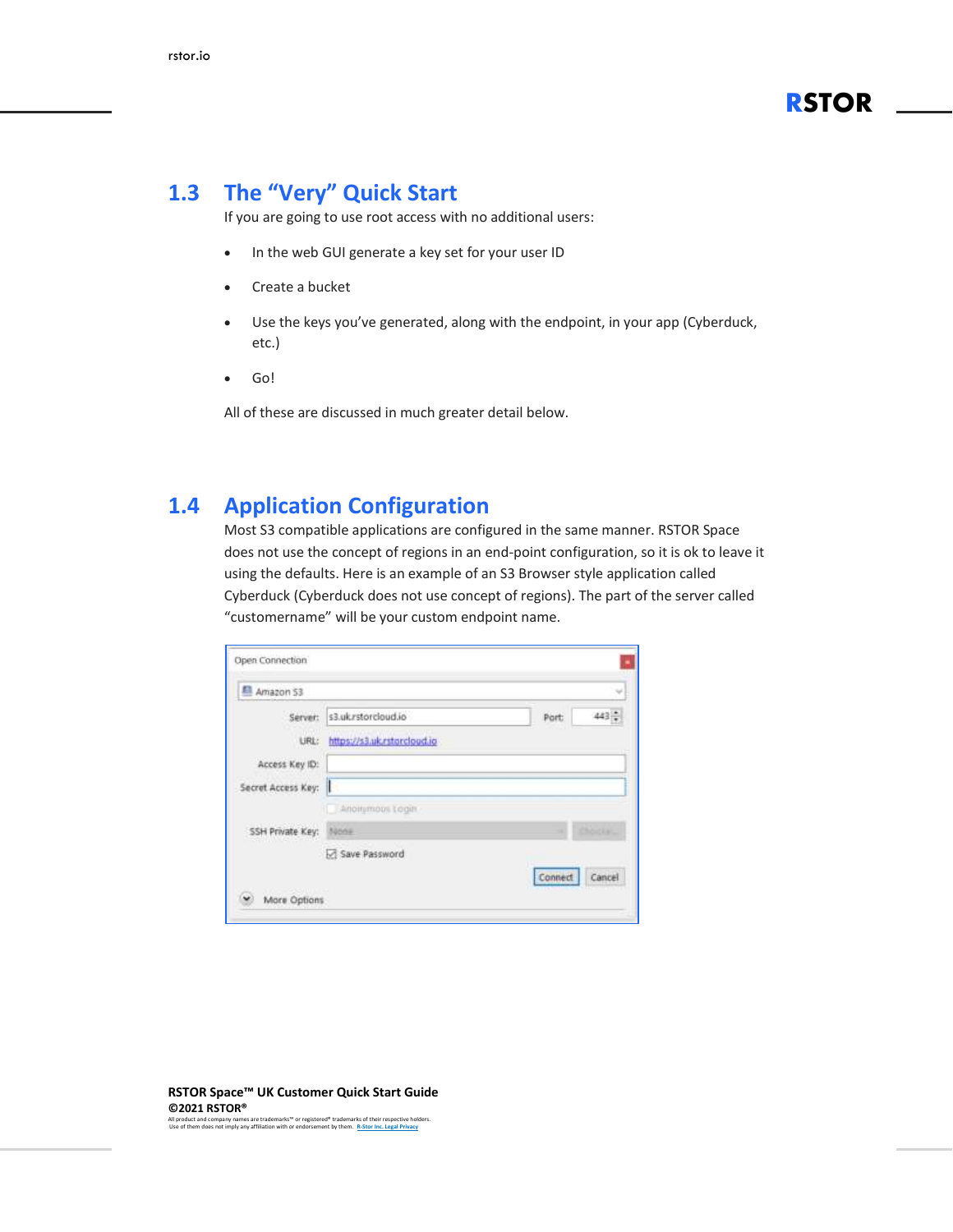## 1.3 The "Very" Quick Start

If you are going to use root access with no additional users:

- In the web GUI generate a key set for your user ID
- Create a bucket
- Use the keys you've generated, along with the endpoint, in your app (Cyberduck, etc.)
- Go!

All of these are discussed in much greater detail below.

## 1.4 Application Configuration

Most S3 compatible applications are configured in the same manner. RSTOR Space does not use the concept of regions in an end-point configuration, so it is ok to leave it using the defaults. Here is an example of an S3 Browser style application called Cyberduck (Cyberduck does not use concept of regions). The part of the server called "customername" will be your custom endpoint name.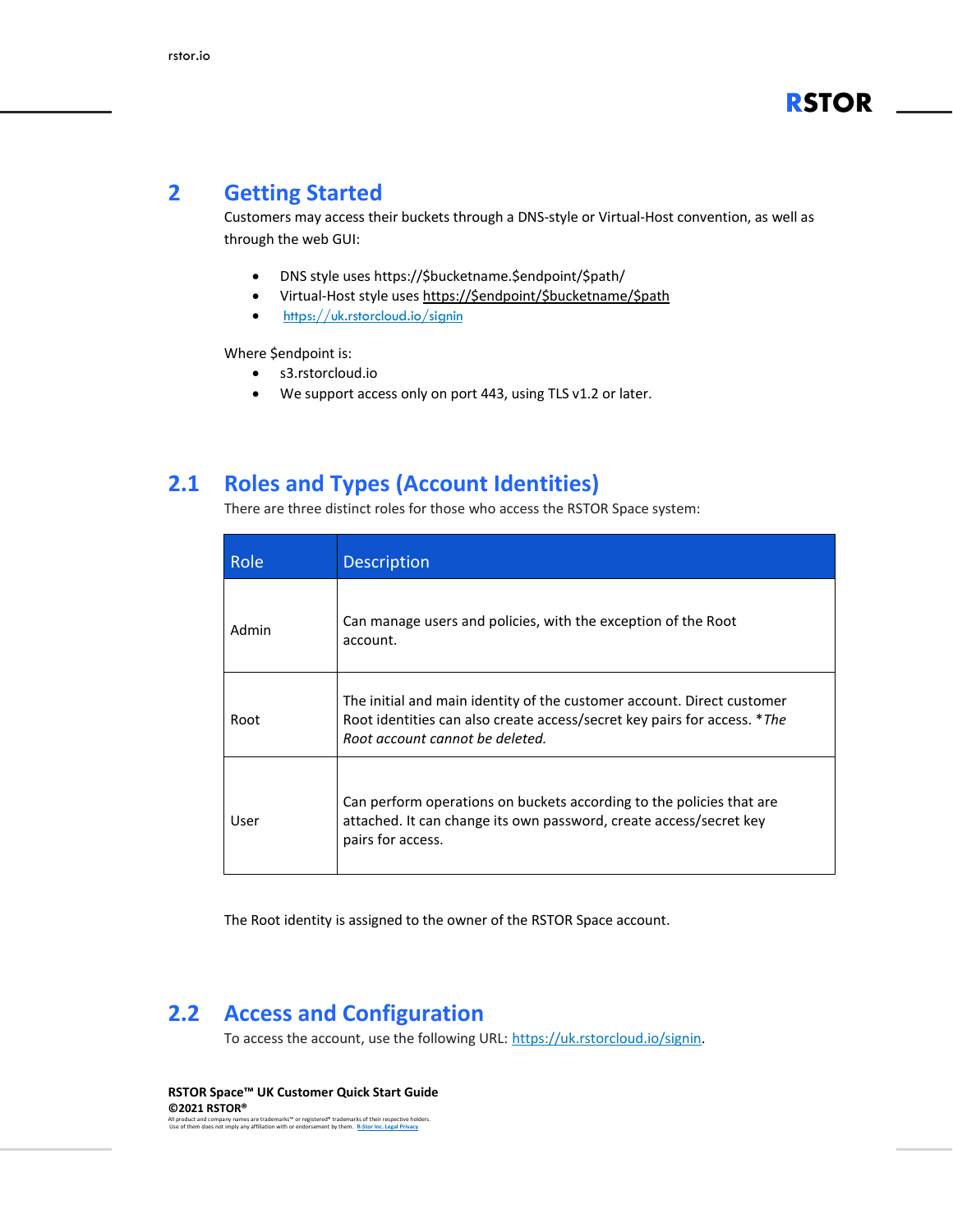# 2 Getting Started

Customers may access their buckets through a DNS-style or Virtual-Host convention, as well as through the web GUI:

- DNS style uses https://$bucketname.$endpoint/$path/
- Virtual-Host style uses https://$endpoint/$bucketname/$path
- https://uk.rstorcloud.io/signin

Where $endpoint is:

- s3.rstorcloud.io
- We support access only on port 443, using TLS v1.2 or later.

## 2.1 Roles and Types (Account Identities)

There are three distinct roles for those who access the RSTOR Space system:

| Role | Description |
|---|---|
| Admin | Can manage users and policies, with the exception of the Root account. |
| Root | The initial and main identity of the customer account. Direct customer Root identities can also create access/secret key pairs for access. **The Root account cannot be deleted.* |
| User | Can perform operations on buckets according to the policies that are attached. It can change its own password, create access/secret key pairs for access. |

The Root identity is assigned to the owner of the RSTOR Space account.

## 2.2 Access and Configuration

To access the account, use the following URL: https://uk.rstorcloud.io/signin.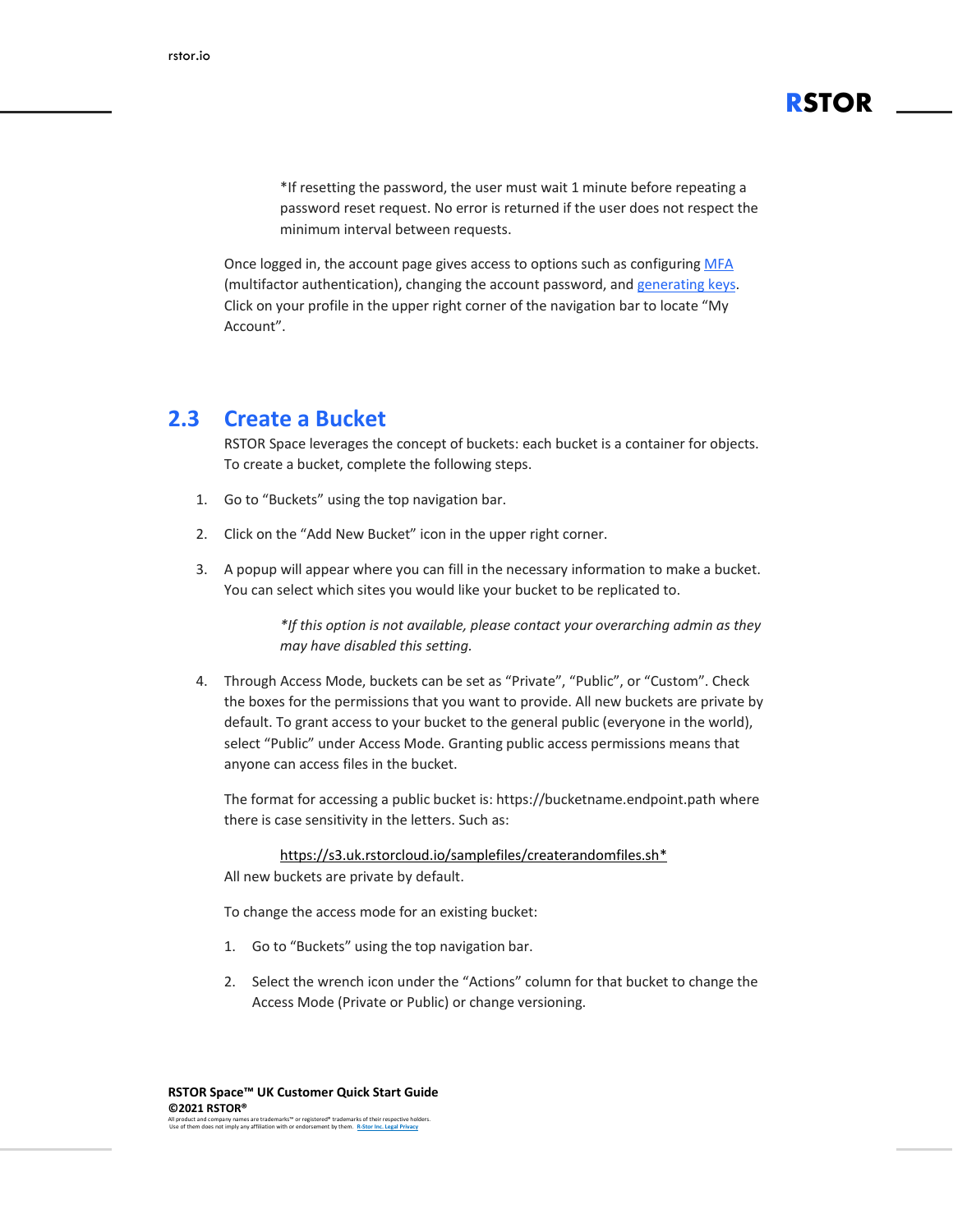*If resetting the password, the user must wait 1 minute before repeating a password reset request. No error is returned if the user does not respect the minimum interval between requests.

Once logged in, the account page gives access to options such as configuring [MFA](#) (multifactor authentication), changing the account password, and [generating keys](#). Click on your profile in the upper right corner of the navigation bar to locate "My Account".

## 2.3 Create a Bucket

RSTOR Space leverages the concept of buckets: each bucket is a container for objects. To create a bucket, complete the following steps.

1. Go to "Buckets" using the top navigation bar.

2. Click on the "Add New Bucket" icon in the upper right corner.

3. A popup will appear where you can fill in the necessary information to make a bucket. You can select which sites you would like your bucket to be replicated to.

   *\*If this option is not available, please contact your overarching admin as they may have disabled this setting.*

4. Through Access Mode, buckets can be set as "Private", "Public", or "Custom". Check the boxes for the permissions that you want to provide. All new buckets are private by default. To grant access to your bucket to the general public (everyone in the world), select "Public" under Access Mode. Granting public access permissions means that anyone can access files in the bucket.

   The format for accessing a public bucket is: https://bucketname.endpoint.path where there is case sensitivity in the letters. Such as:

   https://s3.uk.rstorcloud.io/samplefiles/createrandomfiles.sh*

   All new buckets are private by default.

   To change the access mode for an existing bucket:

   1. Go to "Buckets" using the top navigation bar.

   2. Select the wrench icon under the "Actions" column for that bucket to change the Access Mode (Private or Public) or change versioning.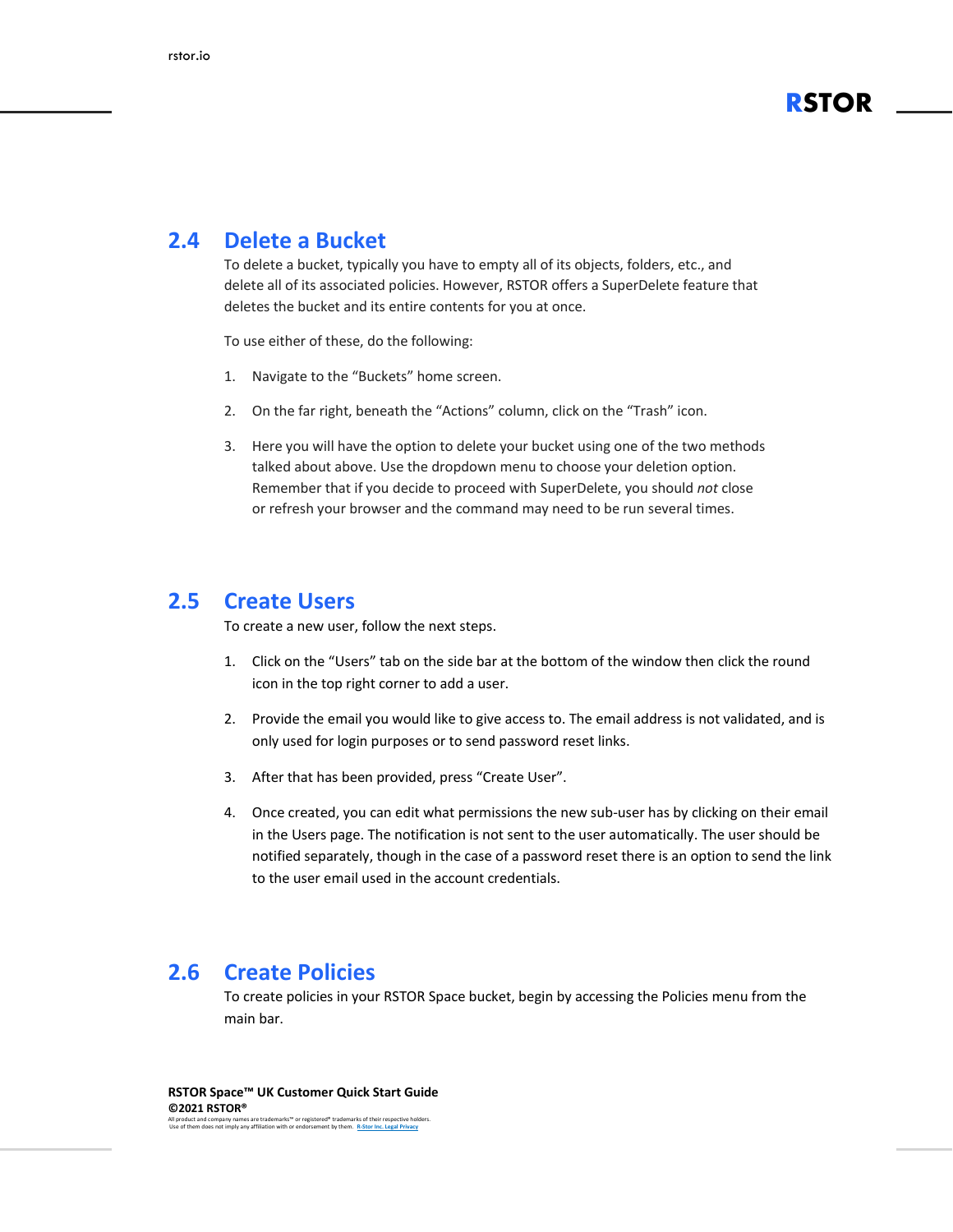## 2.4 Delete a Bucket

To delete a bucket, typically you have to empty all of its objects, folders, etc., and delete all of its associated policies. However, RSTOR offers a SuperDelete feature that deletes the bucket and its entire contents for you at once.

To use either of these, do the following:

1. Navigate to the "Buckets" home screen.
2. On the far right, beneath the "Actions" column, click on the "Trash" icon.
3. Here you will have the option to delete your bucket using one of the two methods talked about above. Use the dropdown menu to choose your deletion option. Remember that if you decide to proceed with SuperDelete, you should *not* close or refresh your browser and the command may need to be run several times.

## 2.5 Create Users

To create a new user, follow the next steps.

1. Click on the "Users" tab on the side bar at the bottom of the window then click the round icon in the top right corner to add a user.
2. Provide the email you would like to give access to. The email address is not validated, and is only used for login purposes or to send password reset links.
3. After that has been provided, press "Create User".
4. Once created, you can edit what permissions the new sub-user has by clicking on their email in the Users page. The notification is not sent to the user automatically. The user should be notified separately, though in the case of a password reset there is an option to send the link to the user email used in the account credentials.

## 2.6 Create Policies

To create policies in your RSTOR Space bucket, begin by accessing the Policies menu from the main bar.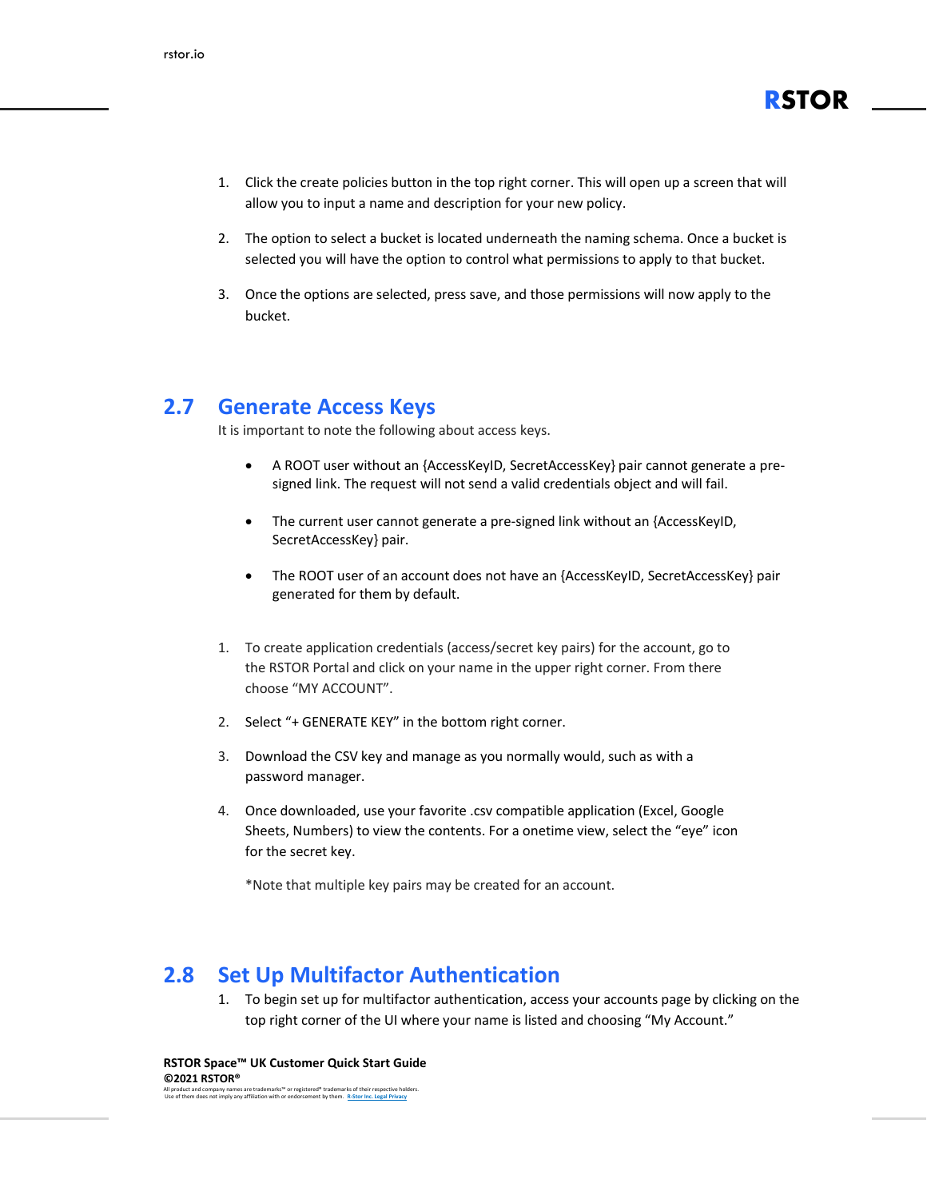1. Click the create policies button in the top right corner. This will open up a screen that will allow you to input a name and description for your new policy.

2. The option to select a bucket is located underneath the naming schema. Once a bucket is selected you will have the option to control what permissions to apply to that bucket.

3. Once the options are selected, press save, and those permissions will now apply to the bucket.

## 2.7 Generate Access Keys

It is important to note the following about access keys.

- A ROOT user without an {AccessKeyID, SecretAccessKey} pair cannot generate a pre-signed link. The request will not send a valid credentials object and will fail.

- The current user cannot generate a pre-signed link without an {AccessKeyID, SecretAccessKey} pair.

- The ROOT user of an account does not have an {AccessKeyID, SecretAccessKey} pair generated for them by default.

1. To create application credentials (access/secret key pairs) for the account, go to the RSTOR Portal and click on your name in the upper right corner. From there choose "MY ACCOUNT".

2. Select "+ GENERATE KEY" in the bottom right corner.

3. Download the CSV key and manage as you normally would, such as with a password manager.

4. Once downloaded, use your favorite .csv compatible application (Excel, Google Sheets, Numbers) to view the contents. For a onetime view, select the "eye" icon for the secret key.

   *Note that multiple key pairs may be created for an account.

## 2.8 Set Up Multifactor Authentication

1. To begin set up for multifactor authentication, access your accounts page by clicking on the top right corner of the UI where your name is listed and choosing "My Account."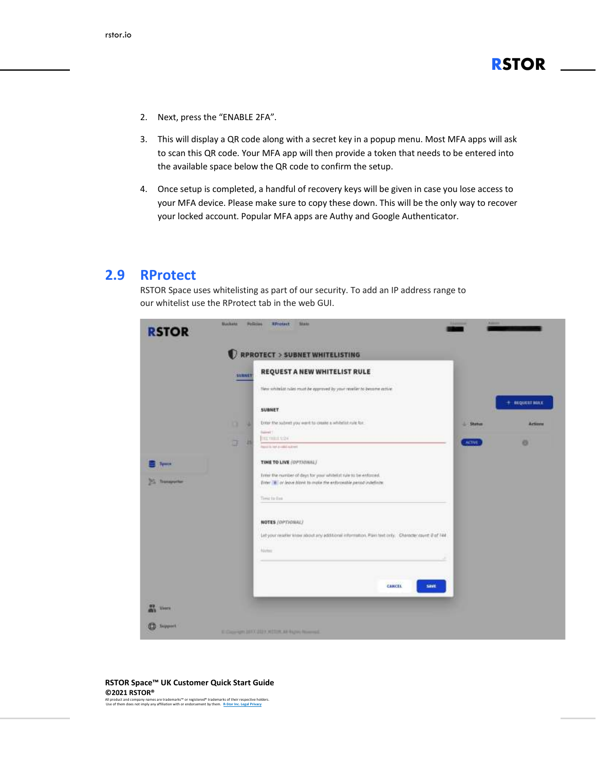2. Next, press the "ENABLE 2FA".

3. This will display a QR code along with a secret key in a popup menu. Most MFA apps will ask to scan this QR code. Your MFA app will then provide a token that needs to be entered into the available space below the QR code to confirm the setup.

4. Once setup is completed, a handful of recovery keys will be given in case you lose access to your MFA device. Please make sure to copy these down. This will be the only way to recover your locked account. Popular MFA apps are Authy and Google Authenticator.

## 2.9 RProtect

RSTOR Space uses whitelisting as part of our security. To add an IP address range to our whitelist use the RProtect tab in the web GUI.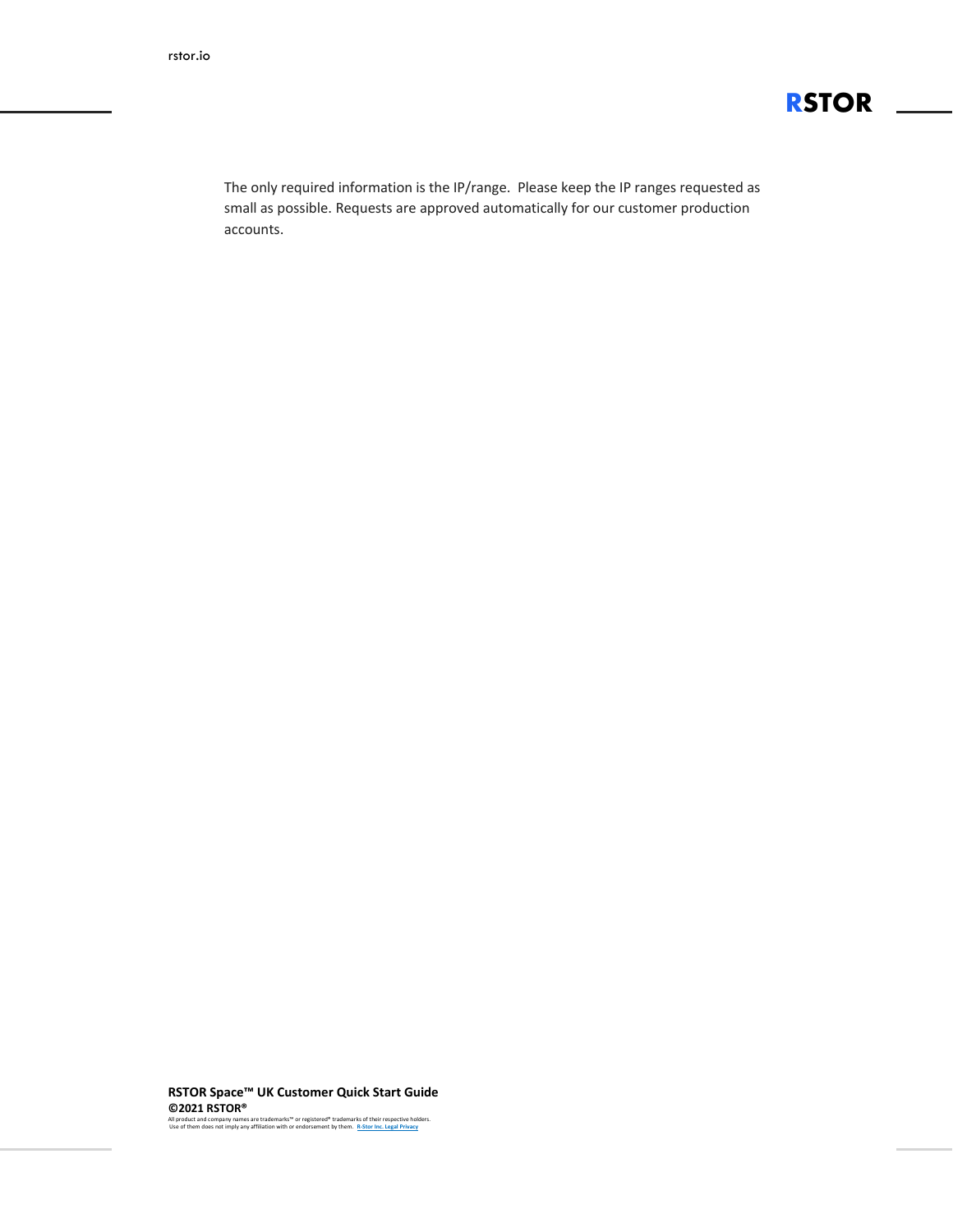The only required information is the IP/range. Please keep the IP ranges requested as small as possible. Requests are approved automatically for our customer production accounts.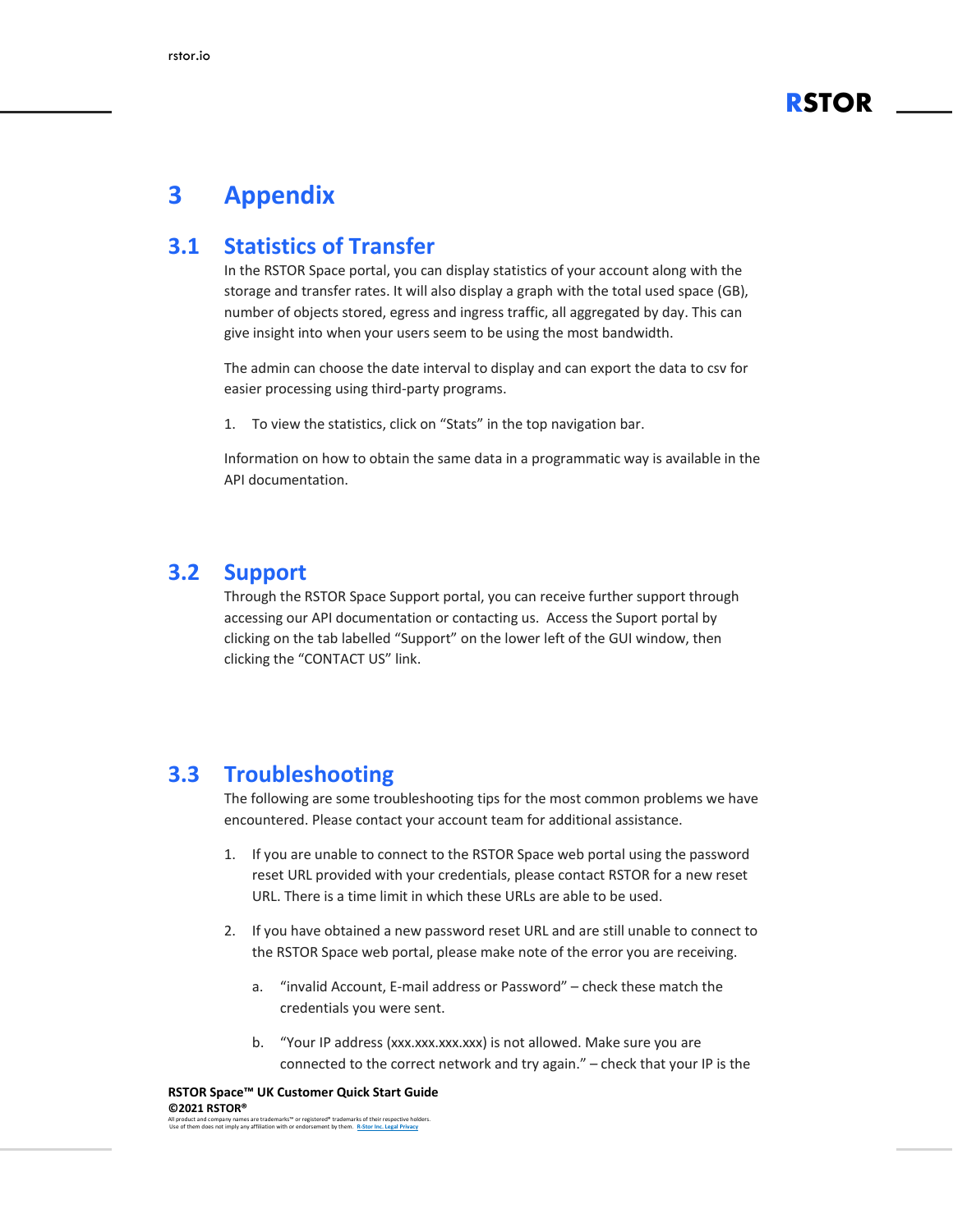# 3 Appendix

## 3.1 Statistics of Transfer

In the RSTOR Space portal, you can display statistics of your account along with the storage and transfer rates. It will also display a graph with the total used space (GB), number of objects stored, egress and ingress traffic, all aggregated by day. This can give insight into when your users seem to be using the most bandwidth.

The admin can choose the date interval to display and can export the data to csv for easier processing using third-party programs.

1. To view the statistics, click on "Stats" in the top navigation bar.

Information on how to obtain the same data in a programmatic way is available in the API documentation.

## 3.2 Support

Through the RSTOR Space Support portal, you can receive further support through accessing our API documentation or contacting us. Access the Suport portal by clicking on the tab labelled "Support" on the lower left of the GUI window, then clicking the "CONTACT US" link.

## 3.3 Troubleshooting

The following are some troubleshooting tips for the most common problems we have encountered. Please contact your account team for additional assistance.

1. If you are unable to connect to the RSTOR Space web portal using the password reset URL provided with your credentials, please contact RSTOR for a new reset URL. There is a time limit in which these URLs are able to be used.

2. If you have obtained a new password reset URL and are still unable to connect to the RSTOR Space web portal, please make note of the error you are receiving.

   a. "invalid Account, E-mail address or Password" – check these match the credentials you were sent.

   b. "Your IP address (xxx.xxx.xxx.xxx) is not allowed. Make sure you are connected to the correct network and try again." – check that your IP is the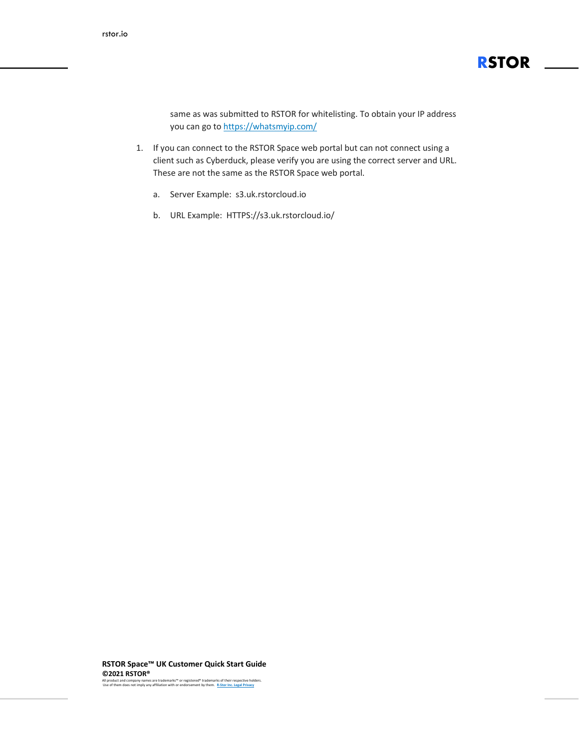same as was submitted to RSTOR for whitelisting. To obtain your IP address you can go to [https://whatsmyip.com/](https://whatsmyip.com/)

1. If you can connect to the RSTOR Space web portal but can not connect using a client such as Cyberduck, please verify you are using the correct server and URL. These are not the same as the RSTOR Space web portal.

   a. Server Example: s3.uk.rstorcloud.io

   b. URL Example: HTTPS://s3.uk.rstorcloud.io/